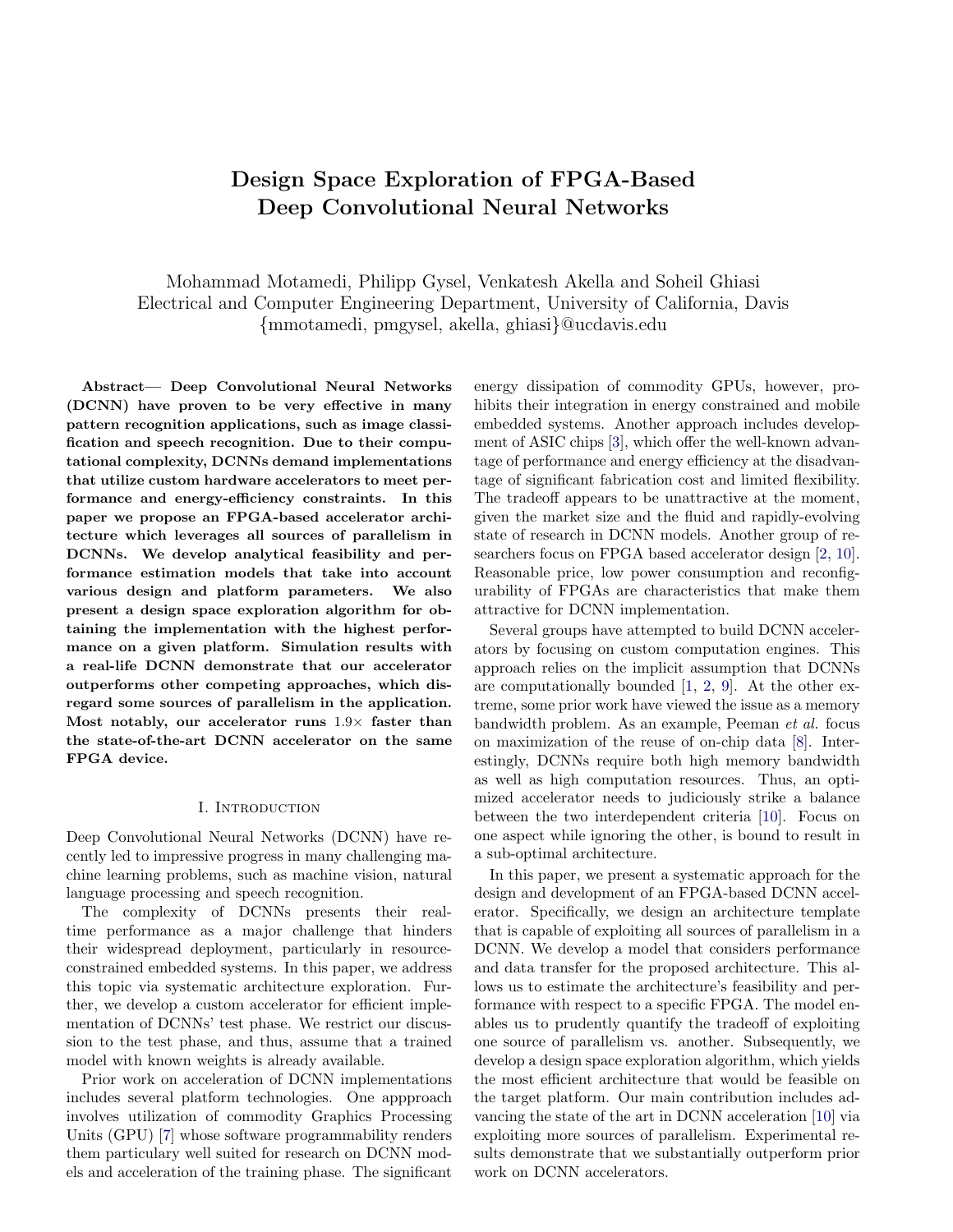# Design Space Exploration of FPGA-Based Deep Convolutional Neural Networks

Mohammad Motamedi, Philipp Gysel, Venkatesh Akella and Soheil Ghiasi
Electrical and Computer Engineering Department, University of California, Davis
{mmotamedi, pmgysel, akella, ghiasi}@ucdavis.edu

**Abstract— Deep Convolutional Neural Networks (DCNN) have proven to be very effective in many pattern recognition applications, such as image classification and speech recognition. Due to their computational complexity, DCNNs demand implementations that utilize custom hardware accelerators to meet performance and energy-efficiency constraints. In this paper we propose an FPGA-based accelerator architecture which leverages all sources of parallelism in DCNNs. We develop analytical feasibility and performance estimation models that take into account various design and platform parameters. We also present a design space exploration algorithm for obtaining the implementation with the highest performance on a given platform. Simulation results with a real-life DCNN demonstrate that our accelerator outperforms other competing approaches, which disregard some sources of parallelism in the application. Most notably, our accelerator runs $1.9\times$ faster than the state-of-the-art DCNN accelerator on the same FPGA device.**

## I. Introduction

Deep Convolutional Neural Networks (DCNN) have recently led to impressive progress in many challenging machine learning problems, such as machine vision, natural language processing and speech recognition.

The complexity of DCNNs presents their real-time performance as a major challenge that hinders their widespread deployment, particularly in resource-constrained embedded systems. In this paper, we address this topic via systematic architecture exploration. Further, we develop a custom accelerator for efficient implementation of DCNNs' test phase. We restrict our discussion to the test phase, and thus, assume that a trained model with known weights is already available.

Prior work on acceleration of DCNN implementations includes several platform technologies. One appproach involves utilization of commodity Graphics Processing Units (GPU) [7] whose software programmability renders them particular well suited for research on DCNN models and acceleration of the training phase. The significant energy dissipation of commodity GPUs, however, prohibits their integration in energy constrained and mobile embedded systems. Another approach includes development of ASIC chips [3], which offer the well-known advantage of performance and energy efficiency at the disadvantage of significant fabrication cost and limited flexibility. The tradeoff appears to be unattractive at the moment, given the market size and the fluid and rapidly-evolving state of research in DCNN models. Another group of researchers focus on FPGA based accelerator design [2, 10]. Reasonable price, low power consumption and reconfigurability of FPGAs are characteristics that make them attractive for DCNN implementation.

Several groups have attempted to build DCNN accelerators by focusing on custom computation engines. This approach relies on the implicit assumption that DCNNs are computationally bounded [1, 2, 9]. At the other extreme, some prior work have viewed the issue as a memory bandwidth problem. As an example, Peeman *et al.* focus on maximization of the reuse of on-chip data [8]. Interestingly, DCNNs require both high memory bandwidth as well as high computation resources. Thus, an optimized accelerator needs to judiciously strike a balance between the two interdependent criteria [10]. Focus on one aspect while ignoring the other, is bound to result in a sub-optimal architecture.

In this paper, we present a systematic approach for the design and development of an FPGA-based DCNN accelerator. Specifically, we design an architecture template that is capable of exploiting all sources of parallelism in a DCNN. We develop a model that considers performance and data transfer for the proposed architecture. This allows us to estimate the architecture's feasibility and performance with respect to a specific FPGA. The model enables us to prudently quantify the tradeoff of exploiting one source of parallelism vs. another. Subsequently, we develop a design space exploration algorithm, which yields the most efficient architecture that would be feasible on the target platform. Our main contribution includes advancing the state of the art in DCNN acceleration [10] via exploiting more sources of parallelism. Experimental results demonstrate that we substantially outperform prior work on DCNN accelerators.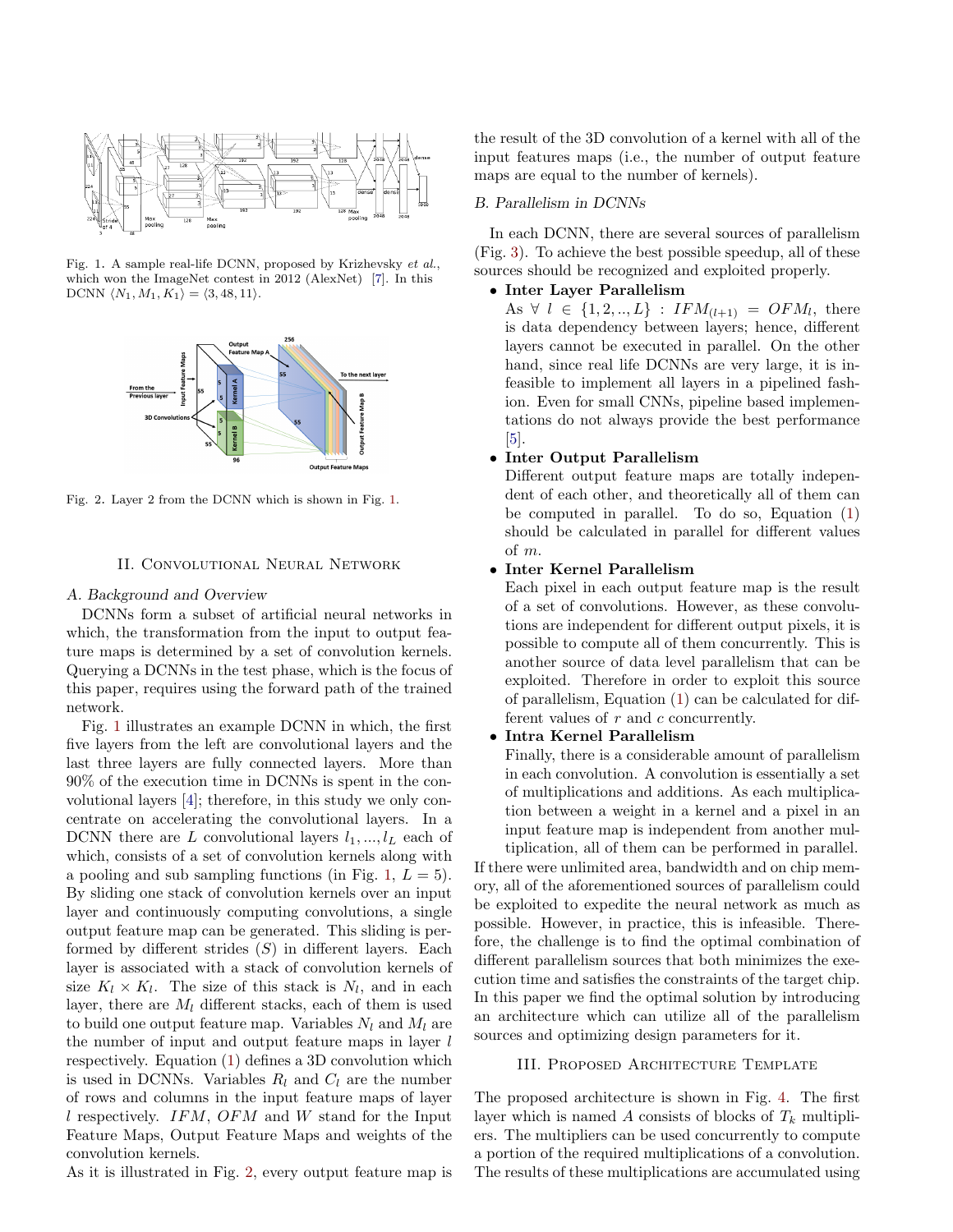Fig. 1. A sample real-life DCNN, proposed by Krizhevsky *et al.*, which won the ImageNet contest in 2012 (AlexNet) [7]. In this DCNN $\langle N_1, M_1, K_1 \rangle = \langle 3, 48, 11 \rangle$.

Fig. 2. Layer 2 from the DCNN which is shown in Fig. 1.

## II. Convolutional Neural Network

### A. Background and Overview

DCNNs form a subset of artificial neural networks in which, the transformation from the input to output feature maps is determined by a set of convolution kernels. Querying a DCNNs in the test phase, which is the focus of this paper, requires using the forward path of the trained network.

Fig. 1 illustrates an example DCNN in which, the first five layers from the left are convolutional layers and the last three layers are fully connected layers. More than 90% of the execution time in DCNNs is spent in the convolutional layers [4]; therefore, in this study we only concentrate on accelerating the convolutional layers. In a DCNN there are $L$ convolutional layers $l_1, ..., l_L$ each of which, consists of a set of convolution kernels along with a pooling and sub sampling functions (in Fig. 1, $L = 5$). By sliding one stack of convolution kernels over an input layer and continuously computing convolutions, a single output feature map can be generated. This sliding is performed by different strides ($S$) in different layers. Each layer is associated with a stack of convolution kernels of size $K_l \times K_l$. The size of this stack is $N_l$, and in each layer, there are $M_l$ different stacks, each of them is used to build one output feature map. Variables $N_l$ and $M_l$ are the number of input and output feature maps in layer $l$ respectively. Equation (1) defines a 3D convolution which is used in DCNNs. Variables $R_l$ and $C_l$ are the number of rows and columns in the input feature maps of layer $l$ respectively. $IFM$, $OFM$ and $W$ stand for the Input Feature Maps, Output Feature Maps and weights of the convolution kernels.

As it is illustrated in Fig. 2, every output feature map is the result of the 3D convolution of a kernel with all of the input features maps (i.e., the number of output feature maps are equal to the number of kernels).

### B. Parallelism in DCNNs

In each DCNN, there are several sources of parallelism (Fig. 3). To achieve the best possible speedup, all of these sources should be recognized and exploited properly.

- **Inter Layer Parallelism**
  As $\forall \ l \in \{1, 2, .., L\} : IFM_{(l+1)} = OFM_l$, there is data dependency between layers; hence, different layers cannot be executed in parallel. On the other hand, since real life DCNNs are very large, it is infeasible to implement all layers in a pipelined fashion. Even for small CNNs, pipeline based implementations do not always provide the best performance [5].
- **Inter Output Parallelism**
  Different output feature maps are totally independent of each other, and theoretically all of them can be computed in parallel. To do so, Equation (1) should be calculated in parallel for different values of $m$.
- **Inter Kernel Parallelism**
  Each pixel in each output feature map is the result of a set of convolutions. However, as these convolutions are independent for different output pixels, it is possible to compute all of them concurrently. This is another source of data level parallelism that can be exploited. Therefore in order to exploit this source of parallelism, Equation (1) can be calculated for different values of $r$ and $c$ concurrently.
- **Intra Kernel Parallelism**
  Finally, there is a considerable amount of parallelism in each convolution. A convolution is essentially a set of multiplications and additions. As each multiplication between a weight in a kernel and a pixel in an input feature map is independent from another multiplication, all of them can be performed in parallel.

If there were unlimited area, bandwidth and on chip memory, all of the aforementioned sources of parallelism could be exploited to expedite the neural network as much as possible. However, in practice, this is infeasible. Therefore, the challenge is to find the optimal combination of different parallelism sources that both minimizes the execution time and satisfies the constraints of the target chip. In this paper we find the optimal solution by introducing an architecture which can utilize all of the parallelism sources and optimizing design parameters for it.

## III. Proposed Architecture Template

The proposed architecture is shown in Fig. 4. The first layer which is named $A$ consists of blocks of $T_k$ multipliers. The multipliers can be used concurrently to compute a portion of the required multiplications of a convolution. The results of these multiplications are accumulated using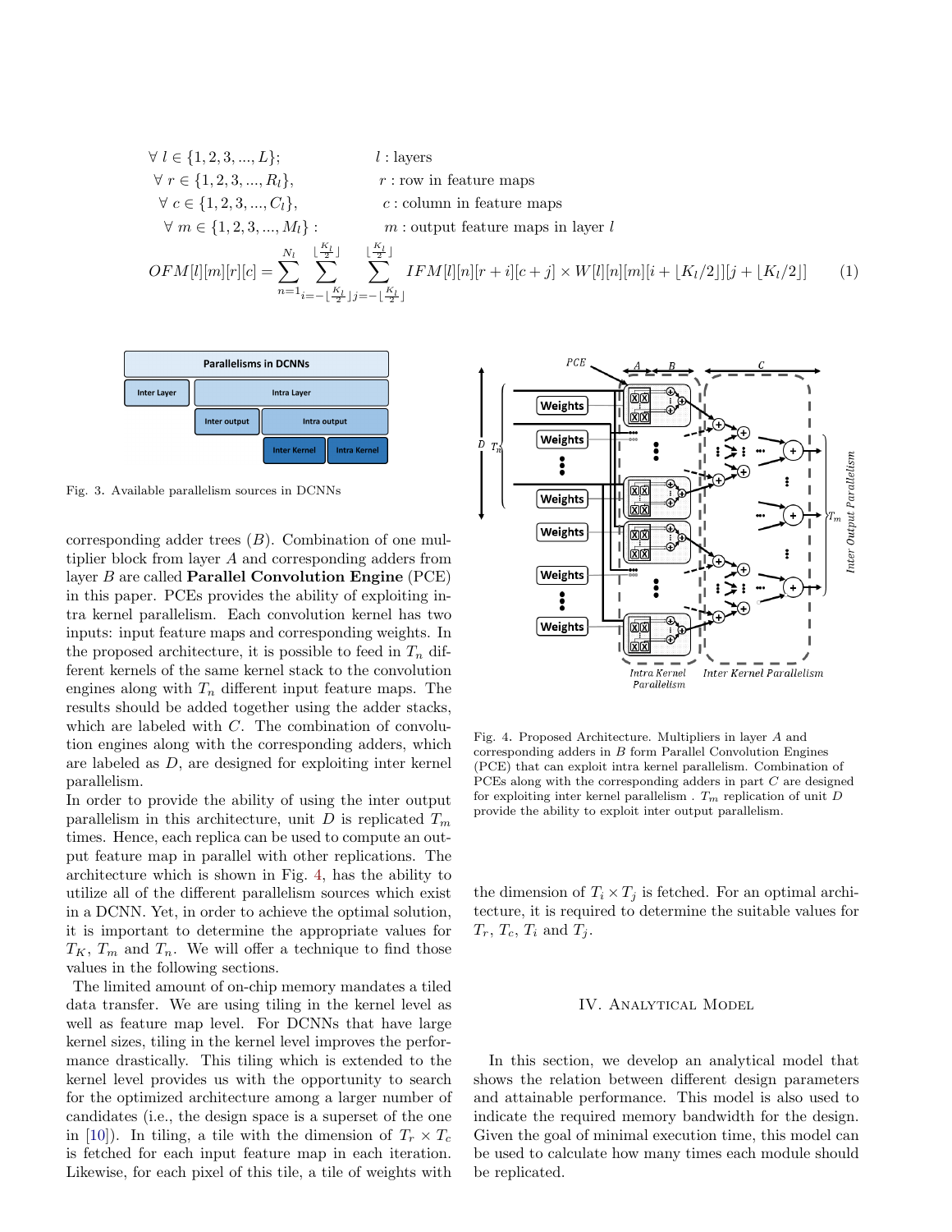$$\forall\ l \in \{1,2,3,...,L\}; \qquad l: \text{layers}$$
$$\forall\ r \in \{1,2,3,...,R_l\}, \qquad r: \text{row in feature maps}$$
$$\forall\ c \in \{1,2,3,...,C_l\}, \qquad c: \text{column in feature maps}$$
$$\forall\ m \in \{1,2,3,...,M_l\}: \qquad m: \text{output feature maps in layer } l$$

$$OFM[l][m][r][c] = \sum_{n=1}^{N_l} \sum_{i=-\lfloor \frac{K_l}{2} \rfloor}^{\lfloor \frac{K_l}{2} \rfloor} \sum_{j=-\lfloor \frac{K_l}{2} \rfloor}^{\lfloor \frac{K_l}{2} \rfloor} IFM[l][n][r+i][c+j] \times W[l][n][m][i+\lfloor K_l/2 \rfloor][j+\lfloor K_l/2 \rfloor] \qquad (1)$$

Fig. 3. Available parallelism sources in DCNNs

corresponding adder trees ($B$). Combination of one multiplier block from layer $A$ and corresponding adders from layer $B$ are called **Parallel Convolution Engine** (PCE) in this paper. PCEs provides the ability of exploiting intra kernel parallelism. Each convolution kernel has two inputs: input feature maps and corresponding weights. In the proposed architecture, it is possible to feed in $T_n$ different kernels of the same kernel stack to the convolution engines along with $T_n$ different input feature maps. The results should be added together using the adder stacks, which are labeled with $C$. The combination of convolution engines along with the corresponding adders, which are labeled as $D$, are designed for exploiting inter kernel parallelism.

In order to provide the ability of using the inter output parallelism in this architecture, unit $D$ is replicated $T_m$ times. Hence, each replica can be used to compute an output feature map in parallel with other replications. The architecture which is shown in Fig. 4, has the ability to utilize all of the different parallelism sources which exist in a DCNN. Yet, in order to achieve the optimal solution, it is important to determine the appropriate values for $T_K$, $T_m$ and $T_n$. We will offer a technique to find those values in the following sections.

The limited amount of on-chip memory mandates a tiled data transfer. We are using tiling in the kernel level as well as feature map level. For DCNNs that have large kernel sizes, tiling in the kernel level improves the performance drastically. This tiling which is extended to the kernel level provides us with the opportunity to search for the optimized architecture among a larger number of candidates (i.e., the design space is a superset of the one in [10]). In tiling, a tile with the dimension of $T_r \times T_c$ is fetched for each input feature map in each iteration. Likewise, for each pixel of this tile, a tile of weights with the dimension of $T_i \times T_j$ is fetched. For an optimal architecture, it is required to determine the suitable values for $T_r$, $T_c$, $T_i$ and $T_j$.

Fig. 4. Proposed Architecture. Multipliers in layer $A$ and corresponding adders in $B$ form Parallel Convolution Engines (PCE) that can exploit intra kernel parallelism. Combination of PCEs along with the corresponding adders in part $C$ are designed for exploiting inter kernel parallelism . $T_m$ replication of unit $D$ provide the ability to exploit inter output parallelism.

## IV. Analytical Model

In this section, we develop an analytical model that shows the relation between different design parameters and attainable performance. This model is also used to indicate the required memory bandwidth for the design. Given the goal of minimal execution time, this model can be used to calculate how many times each module should be replicated.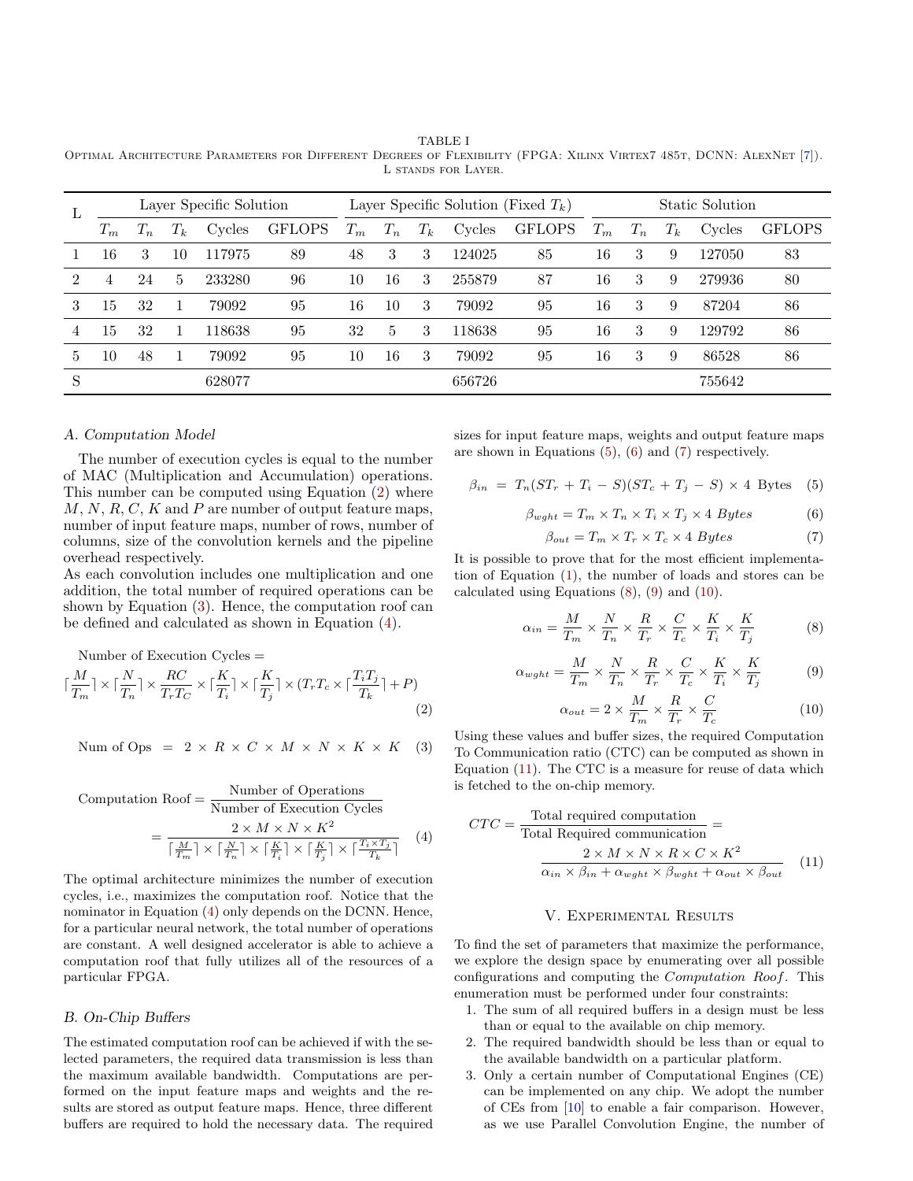TABLE I
OPTIMAL ARCHITECTURE PARAMETERS FOR DIFFERENT DEGREES OF FLEXIBILITY (FPGA: XILINX VIRTEX7 485T, DCNN: ALEXNET [7]). L STANDS FOR LAYER.

| L | Layer Specific Solution | | | | | Layer Specific Solution (Fixed $T_k$) | | | | | Static Solution | | | | |
|---|---|---|---|---|---|---|---|---|---|---|---|---|---|---|---|
| | $T_m$ | $T_n$ | $T_k$ | Cycles | GFLOPS | $T_m$ | $T_n$ | $T_k$ | Cycles | GFLOPS | $T_m$ | $T_n$ | $T_k$ | Cycles | GFLOPS |
| 1 | 16 | 3 | 10 | 117975 | 89 | 48 | 3 | 3 | 124025 | 85 | 16 | 3 | 9 | 127050 | 83 |
| 2 | 4 | 24 | 5 | 233280 | 96 | 10 | 16 | 3 | 255879 | 87 | 16 | 3 | 9 | 279936 | 80 |
| 3 | 15 | 32 | 1 | 79092 | 95 | 16 | 10 | 3 | 79092 | 95 | 16 | 3 | 9 | 87204 | 86 |
| 4 | 15 | 32 | 1 | 118638 | 95 | 32 | 5 | 3 | 118638 | 95 | 16 | 3 | 9 | 129792 | 86 |
| 5 | 10 | 48 | 1 | 79092 | 95 | 10 | 16 | 3 | 79092 | 95 | 16 | 3 | 9 | 86528 | 86 |
| S | | | | 628077 | | | | | 656726 | | | | | 755642 | |

### A. Computation Model

The number of execution cycles is equal to the number of MAC (Multiplication and Accumulation) operations. This number can be computed using Equation (2) where $M$, $N$, $R$, $C$, $K$ and $P$ are number of output feature maps, number of input feature maps, number of rows, number of columns, size of the convolution kernels and the pipeline overhead respectively.
As each convolution includes one multiplication and one addition, the total number of required operations can be shown by Equation (3). Hence, the computation roof can be defined and calculated as shown in Equation (4).

$$\text{Number of Execution Cycles} = \lceil\frac{M}{T_m}\rceil \times \lceil\frac{N}{T_n}\rceil \times \frac{RC}{T_r T_C} \times \lceil\frac{K}{T_i}\rceil \times \lceil\frac{K}{T_j}\rceil \times (T_r T_c \times \lceil\frac{T_i T_j}{T_k}\rceil + P) \quad (2)$$

$$\text{Num of Ops} = 2 \times R \times C \times M \times N \times K \times K \quad (3)$$

$$\text{Computation Roof} = \frac{\text{Number of Operations}}{\text{Number of Execution Cycles}} = \frac{2 \times M \times N \times K^2}{\lceil\frac{M}{T_m}\rceil \times \lceil\frac{N}{T_n}\rceil \times \lceil\frac{K}{T_i}\rceil \times \lceil\frac{K}{T_j}\rceil \times \lceil\frac{T_i \times T_j}{T_k}\rceil} \quad (4)$$

The optimal architecture minimizes the number of execution cycles, i.e., maximizes the computation roof. Notice that the nominator in Equation (4) only depends on the DCNN. Hence, for a particular neural network, the total number of operations are constant. A well designed accelerator is able to achieve a computation roof that fully utilizes all of the resources of a particular FPGA.

### B. On-Chip Buffers

The estimated computation roof can be achieved if with the selected parameters, the required data transmission is less than the maximum available bandwidth. Computations are performed on the input feature maps and weights and the results are stored as output feature maps. Hence, three different buffers are required to hold the necessary data. The required sizes for input feature maps, weights and output feature maps are shown in Equations (5), (6) and (7) respectively.

$$\beta_{in} = T_n(ST_r + T_i - S)(ST_c + T_j - S) \times 4 \text{ Bytes} \quad (5)$$

$$\beta_{wght} = T_m \times T_n \times T_i \times T_j \times 4 \; Bytes \quad (6)$$

$$\beta_{out} = T_m \times T_r \times T_c \times 4 \; Bytes \quad (7)$$

It is possible to prove that for the most efficient implementation of Equation (1), the number of loads and stores can be calculated using Equations (8), (9) and (10).

$$\alpha_{in} = \frac{M}{T_m} \times \frac{N}{T_n} \times \frac{R}{T_r} \times \frac{C}{T_c} \times \frac{K}{T_i} \times \frac{K}{T_j} \quad (8)$$

$$\alpha_{wght} = \frac{M}{T_m} \times \frac{N}{T_n} \times \frac{R}{T_r} \times \frac{C}{T_c} \times \frac{K}{T_i} \times \frac{K}{T_j} \quad (9)$$

$$\alpha_{out} = 2 \times \frac{M}{T_m} \times \frac{R}{T_r} \times \frac{C}{T_c} \quad (10)$$

Using these values and buffer sizes, the required Computation To Communication ratio (CTC) can be computed as shown in Equation (11). The CTC is a measure for reuse of data which is fetched to the on-chip memory.

$$CTC = \frac{\text{Total required computation}}{\text{Total Required communication}} = \frac{2 \times M \times N \times R \times C \times K^2}{\alpha_{in} \times \beta_{in} + \alpha_{wght} \times \beta_{wght} + \alpha_{out} \times \beta_{out}} \quad (11)$$

## V. EXPERIMENTAL RESULTS

To find the set of parameters that maximize the performance, we explore the design space by enumerating over all possible configurations and computing the *Computation Roof*. This enumeration must be performed under four constraints:

1. The sum of all required buffers in a design must be less than or equal to the available on chip memory.
2. The required bandwidth should be less than or equal to the available bandwidth on a particular platform.
3. Only a certain number of Computational Engines (CE) can be implemented on any chip. We adopt the number of CEs from [10] to enable a fair comparison. However, as we use Parallel Convolution Engine, the number of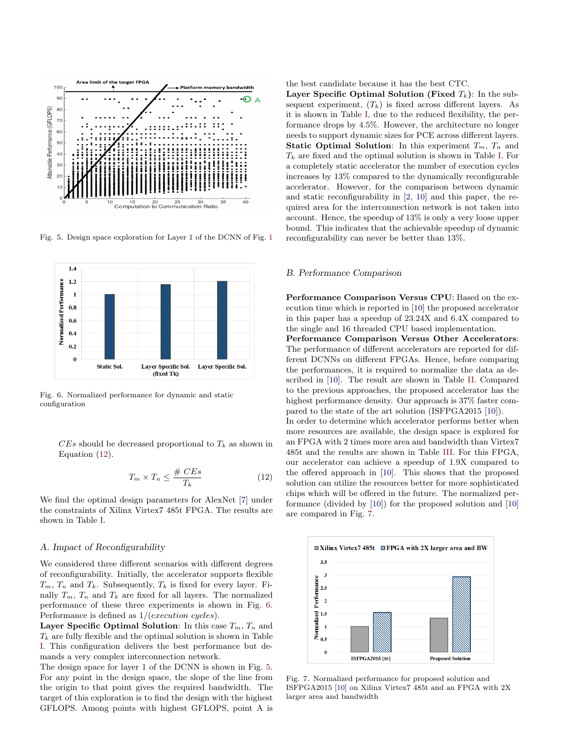Fig. 5. Design space exploration for Layer 1 of the DCNN of Fig. 1

Fig. 6. Normalized performance for dynamic and static configuration

*CEs* should be decreased proportional to $T_k$ as shown in Equation (12).

$$T_m \times T_n \leq \frac{\#\ CEs}{T_k} \tag{12}$$

We find the optimal design parameters for AlexNet [7] under the constraints of Xilinx Virtex7 485t FPGA. The results are shown in Table I.

### A. Impact of Reconfigurability

We considered three different scenarios with different degrees of reconfigurability. Initially, the accelerator supports flexible $T_m$, $T_n$ and $T_k$. Subsequently, $T_k$ is fixed for every layer. Finally $T_m$, $T_n$ and $T_k$ are fixed for all layers. The normalized performance of these three experiments is shown in Fig. 6. Performance is defined as $1/(execution\ cycles)$.

**Layer Specific Optimal Solution**: In this case $T_m$, $T_n$ and $T_k$ are fully flexible and the optimal solution is shown in Table I. This configuration delivers the best performance but demands a very complex interconnection network.

The design space for layer 1 of the DCNN is shown in Fig. 5. For any point in the design space, the slope of the line from the origin to that point gives the required bandwidth. The target of this exploration is to find the design with the highest GFLOPS. Among points with highest GFLOPS, point A is the best candidate because it has the best CTC.

**Layer Specific Optimal Solution (Fixed $T_k$)**: In the subsequent experiment, ($T_k$) is fixed across different layers. As it is shown in Table I, due to the reduced flexibility, the performance drops by 4.5%. However, the architecture no longer needs to support dynamic sizes for PCE across different layers.

**Static Optimal Solution**: In this experiment $T_m$, $T_n$ and $T_k$ are fixed and the optimal solution is shown in Table I. For a completely static accelerator the number of execution cycles increases by 13% compared to the dynamically reconfigurable accelerator. However, for the comparison between dynamic and static reconfigurability in [2, 10] and this paper, the required area for the interconnection network is not taken into account. Hence, the speedup of 13% is only a very loose upper bound. This indicates that the achievable speedup of dynamic reconfigurability can never be better than 13%.

### B. Performance Comparison

**Performance Comparison Versus CPU**: Based on the execution time which is reported in [10] the proposed accelerator in this paper has a speedup of 23.24X and 6.4X compared to the single and 16 threaded CPU based implementation.

**Performance Comparison Versus Other Accelerators**: The performance of different accelerators are reported for different DCNNs on different FPGAs. Hence, before comparing the performances, it is required to normalize the data as described in [10]. The result are shown in Table II. Compared to the previous approaches, the proposed accelerator has the highest performance density. Our approach is 37% faster compared to the state of the art solution (ISFPGA2015 [10]).

In order to determine which accelerator performs better when more resources are available, the design space is explored for an FPGA with 2 times more area and bandwidth than Virtex7 485t and the results are shown in Table III. For this FPGA, our accelerator can achieve a speedup of 1.9X compared to the offered approach in [10]. This shows that the proposed solution can utilize the resources better for more sophisticated chips which will be offered in the future. The normalized performance (divided by [10]) for the proposed solution and [10] are compared in Fig. 7.

Fig. 7. Normalized performance for proposed solution and ISFPGA2015 [10] on Xilinx Virtex7 485t and an FPGA with 2X larger area and bandwidth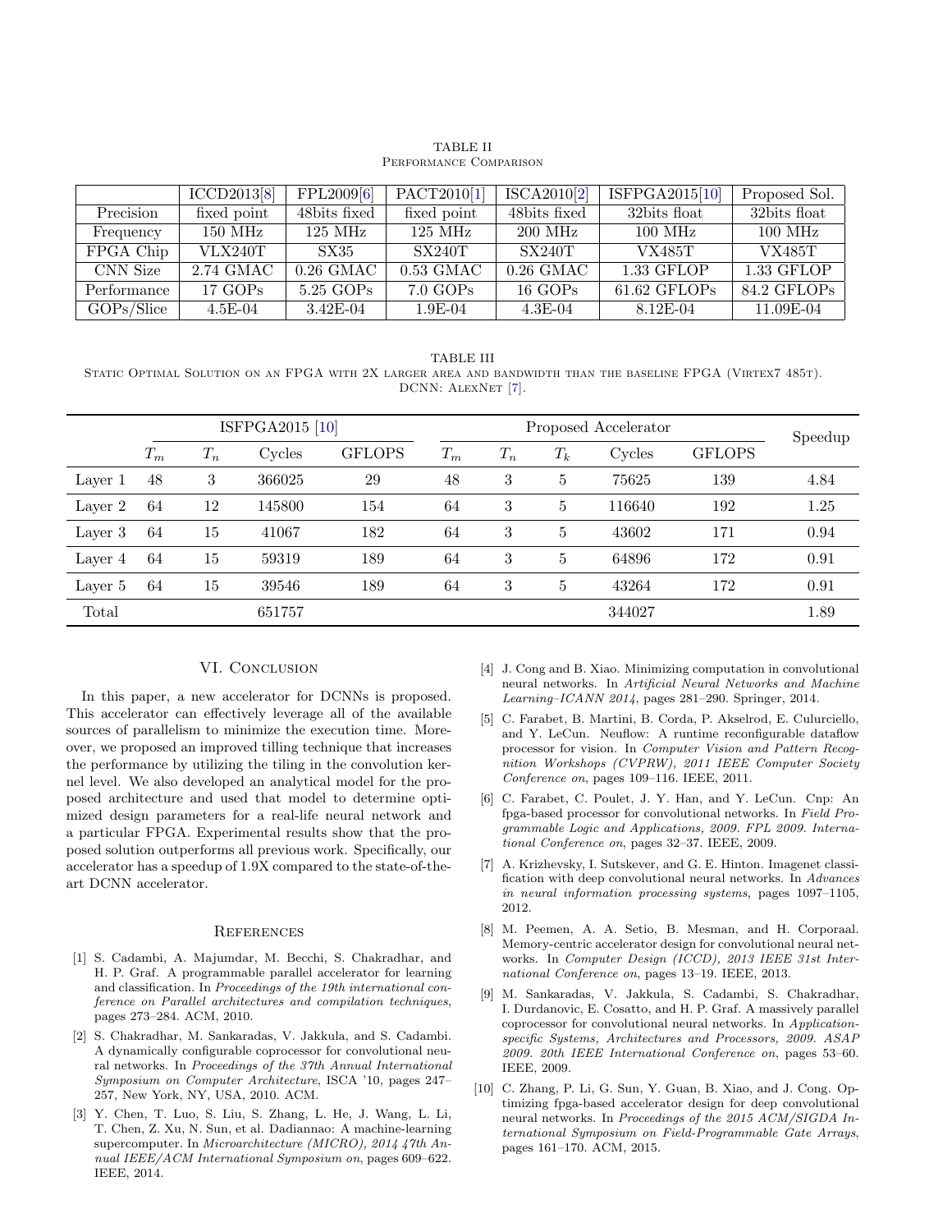TABLE II
PERFORMANCE COMPARISON

| | ICCD2013[8] | FPL2009[6] | PACT2010[1] | ISCA2010[2] | ISFPGA2015[10] | Proposed Sol. |
|---|---|---|---|---|---|---|
| Precision | fixed point | 48bits fixed | fixed point | 48bits fixed | 32bits float | 32bits float |
| Frequency | 150 MHz | 125 MHz | 125 MHz | 200 MHz | 100 MHz | 100 MHz |
| FPGA Chip | VLX240T | SX35 | SX240T | SX240T | VX485T | VX485T |
| CNN Size | 2.74 GMAC | 0.26 GMAC | 0.53 GMAC | 0.26 GMAC | 1.33 GFLOP | 1.33 GFLOP |
| Performance | 17 GOPs | 5.25 GOPs | 7.0 GOPs | 16 GOPs | 61.62 GFLOPs | 84.2 GFLOPs |
| GOPs/Slice | 4.5E-04 | 3.42E-04 | 1.9E-04 | 4.3E-04 | 8.12E-04 | 11.09E-04 |

TABLE III
STATIC OPTIMAL SOLUTION ON AN FPGA WITH 2X LARGER AREA AND BANDWIDTH THAN THE BASELINE FPGA (VIRTEX7 485T). DCNN: ALEXNET [7].

| | ISFPGA2015 [10] | | | | Proposed Accelerator | | | | | Speedup |
|---|---|---|---|---|---|---|---|---|---|---|
| | $T_m$ | $T_n$ | Cycles | GFLOPS | $T_m$ | $T_n$ | $T_k$ | Cycles | GFLOPS | |
| Layer 1 | 48 | 3 | 366025 | 29 | 48 | 3 | 5 | 75625 | 139 | 4.84 |
| Layer 2 | 64 | 12 | 145800 | 154 | 64 | 3 | 5 | 116640 | 192 | 1.25 |
| Layer 3 | 64 | 15 | 41067 | 182 | 64 | 3 | 5 | 43602 | 171 | 0.94 |
| Layer 4 | 64 | 15 | 59319 | 189 | 64 | 3 | 5 | 64896 | 172 | 0.91 |
| Layer 5 | 64 | 15 | 39546 | 189 | 64 | 3 | 5 | 43264 | 172 | 0.91 |
| Total | | | 651757 | | | | | 344027 | | 1.89 |

## VI. CONCLUSION

In this paper, a new accelerator for DCNNs is proposed. This accelerator can effectively leverage all of the available sources of parallelism to minimize the execution time. Moreover, we proposed an improved tilling technique that increases the performance by utilizing the tiling in the convolution kernel level. We also developed an analytical model for the proposed architecture and used that model to determine optimized design parameters for a real-life neural network and a particular FPGA. Experimental results show that the proposed solution outperforms all previous work. Specifically, our accelerator has a speedup of 1.9X compared to the state-of-the-art DCNN accelerator.

## REFERENCES

[1] S. Cadambi, A. Majumdar, M. Becchi, S. Chakradhar, and H. P. Graf. A programmable parallel accelerator for learning and classification. In *Proceedings of the 19th international conference on Parallel architectures and compilation techniques*, pages 273–284. ACM, 2010.

[2] S. Chakradhar, M. Sankaradas, V. Jakkula, and S. Cadambi. A dynamically configurable coprocessor for convolutional neural networks. In *Proceedings of the 37th Annual International Symposium on Computer Architecture*, ISCA '10, pages 247–257, New York, NY, USA, 2010. ACM.

[3] Y. Chen, T. Luo, S. Liu, S. Zhang, L. He, J. Wang, L. Li, T. Chen, Z. Xu, N. Sun, et al. Dadiannao: A machine-learning supercomputer. In *Microarchitecture (MICRO), 2014 47th Annual IEEE/ACM International Symposium on*, pages 609–622. IEEE, 2014.

[4] J. Cong and B. Xiao. Minimizing computation in convolutional neural networks. In *Artificial Neural Networks and Machine Learning–ICANN 2014*, pages 281–290. Springer, 2014.

[5] C. Farabet, B. Martini, B. Corda, P. Akselrod, E. Culurciello, and Y. LeCun. Neuflow: A runtime reconfigurable dataflow processor for vision. In *Computer Vision and Pattern Recognition Workshops (CVPRW), 2011 IEEE Computer Society Conference on*, pages 109–116. IEEE, 2011.

[6] C. Farabet, C. Poulet, J. Y. Han, and Y. LeCun. Cnp: An fpga-based processor for convolutional networks. In *Field Programmable Logic and Applications, 2009. FPL 2009. International Conference on*, pages 32–37. IEEE, 2009.

[7] A. Krizhevsky, I. Sutskever, and G. E. Hinton. Imagenet classification with deep convolutional neural networks. In *Advances in neural information processing systems*, pages 1097–1105, 2012.

[8] M. Peemen, A. A. Setio, B. Mesman, and H. Corporaal. Memory-centric accelerator design for convolutional neural networks. In *Computer Design (ICCD), 2013 IEEE 31st International Conference on*, pages 13–19. IEEE, 2013.

[9] M. Sankaradas, V. Jakkula, S. Cadambi, S. Chakradhar, I. Durdanovic, E. Cosatto, and H. P. Graf. A massively parallel coprocessor for convolutional neural networks. In *Application-specific Systems, Architectures and Processors, 2009. ASAP 2009. 20th IEEE International Conference on*, pages 53–60. IEEE, 2009.

[10] C. Zhang, P. Li, G. Sun, Y. Guan, B. Xiao, and J. Cong. Optimizing fpga-based accelerator design for deep convolutional neural networks. In *Proceedings of the 2015 ACM/SIGDA International Symposium on Field-Programmable Gate Arrays*, pages 161–170. ACM, 2015.